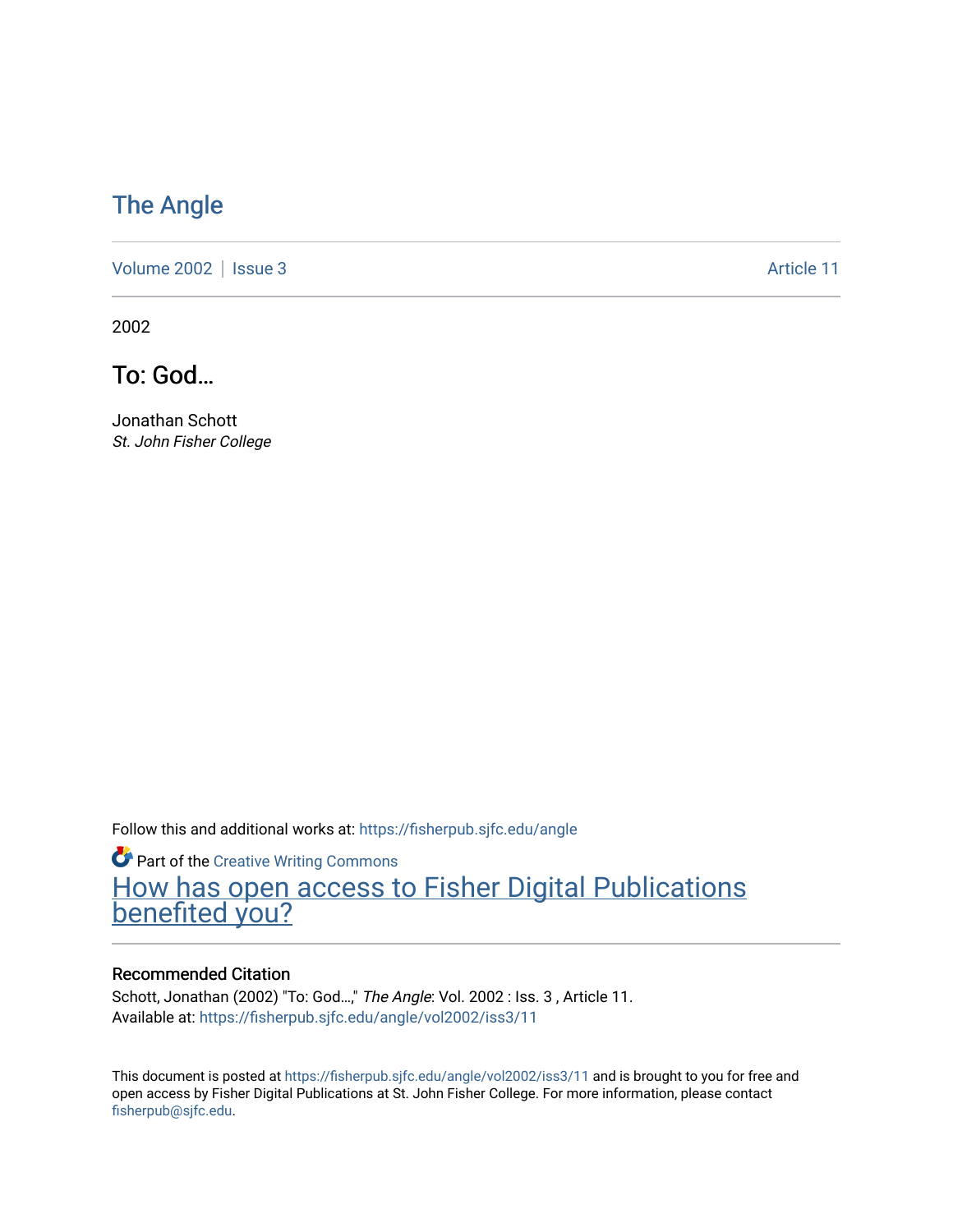# The Angle

Volume 2002 | Issue 3 | Article 11

2002

## To: God...

Jonathan Schott
*St. John Fisher College*

Follow this and additional works at: https://fisherpub.sjfc.edu/angle

Part of the Creative Writing Commons

How has open access to Fisher Digital Publications benefited you?

### Recommended Citation

Schott, Jonathan (2002) "To: God...," *The Angle*: Vol. 2002 : Iss. 3 , Article 11.
Available at: https://fisherpub.sjfc.edu/angle/vol2002/iss3/11

This document is posted at https://fisherpub.sjfc.edu/angle/vol2002/iss3/11 and is brought to you for free and open access by Fisher Digital Publications at St. John Fisher College. For more information, please contact fisherpub@sjfc.edu.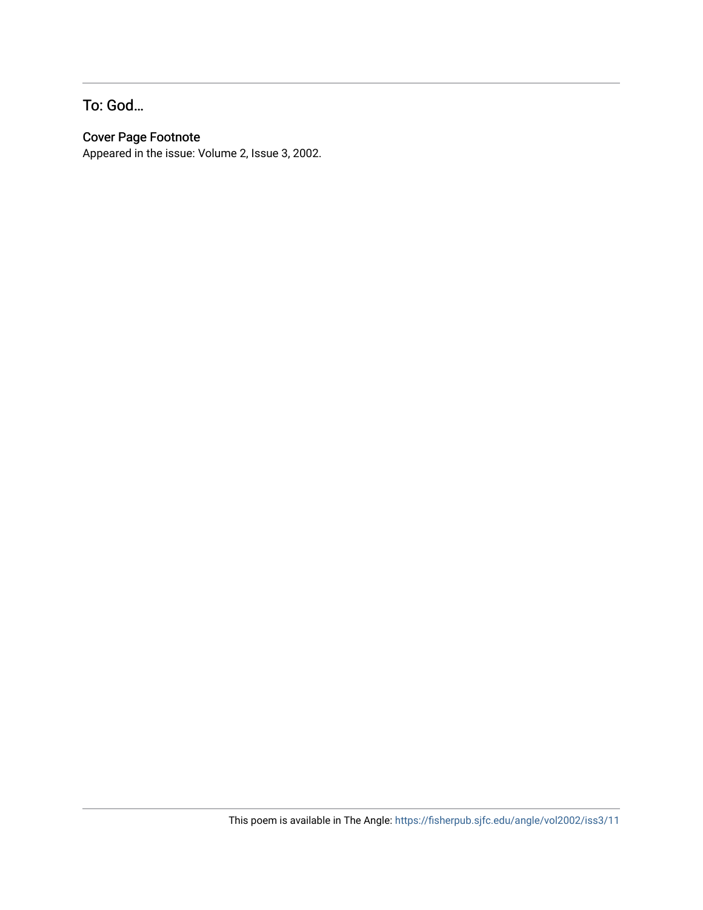## To: God…

### Cover Page Footnote

Appeared in the issue: Volume 2, Issue 3, 2002.

This poem is available in The Angle: https://fisherpub.sjfc.edu/angle/vol2002/iss3/11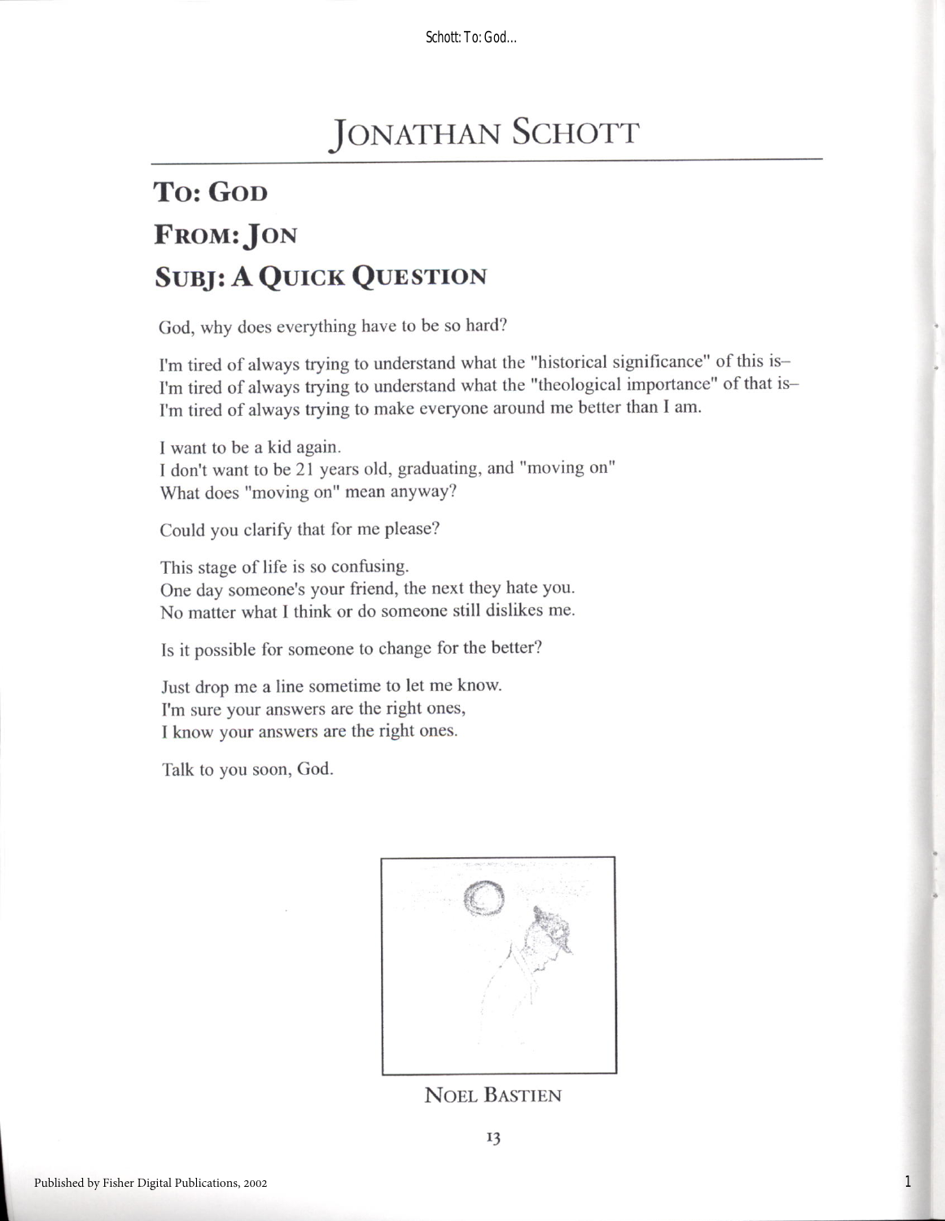# Jonathan Schott

## To: God
## From: Jon
## Subj: A Quick Question

God, why does everything have to be so hard?

I'm tired of always trying to understand what the "historical significance" of this is–
I'm tired of always trying to understand what the "theological importance" of that is–
I'm tired of always trying to make everyone around me better than I am.

I want to be a kid again.
I don't want to be 21 years old, graduating, and "moving on"
What does "moving on" mean anyway?

Could you clarify that for me please?

This stage of life is so confusing.
One day someone's your friend, the next they hate you.
No matter what I think or do someone still dislikes me.

Is it possible for someone to change for the better?

Just drop me a line sometime to let me know.
I'm sure your answers are the right ones,
I know your answers are the right ones.

Talk to you soon, God.

Noel Bastien